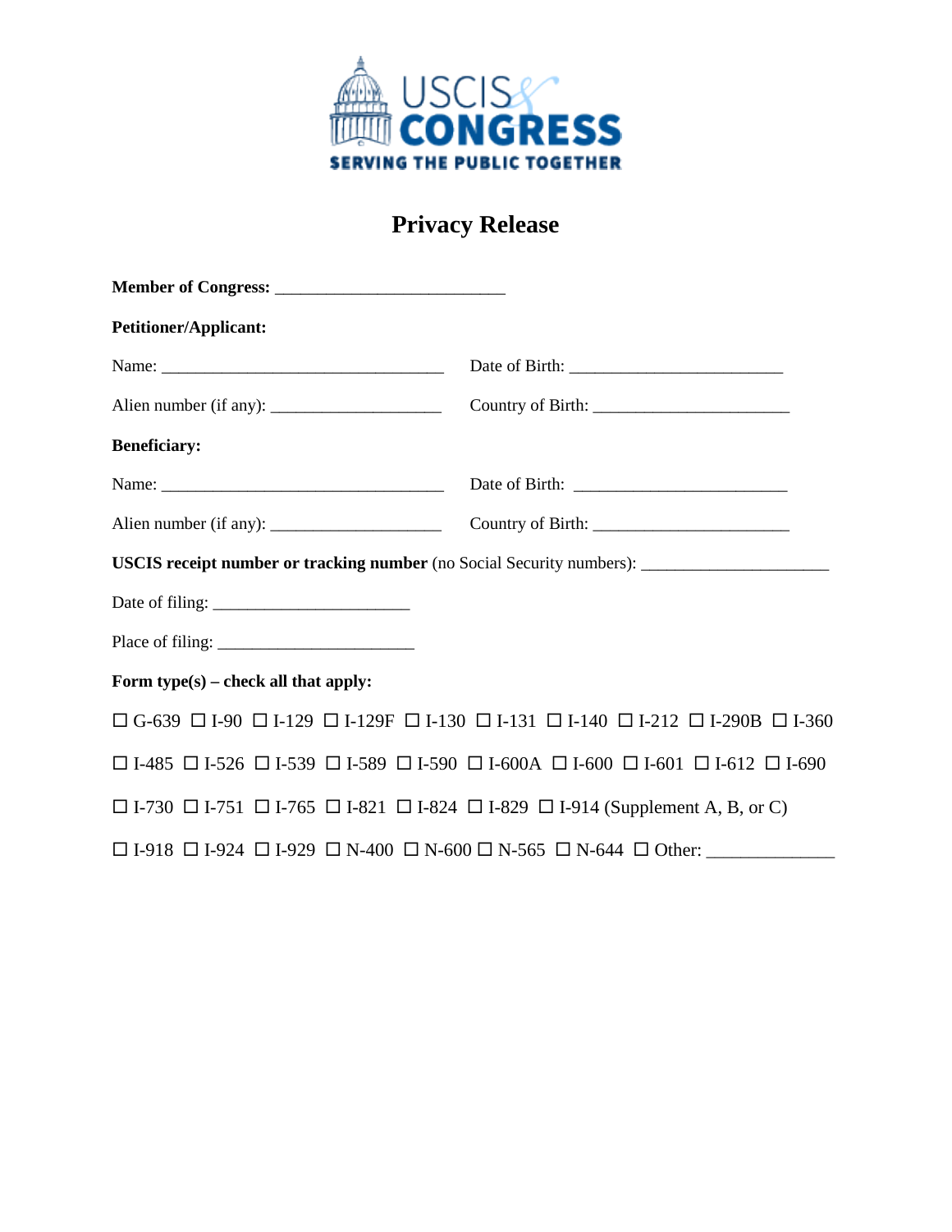USCIS & CONGRESS

SERVING THE PUBLIC TOGETHER

# Privacy Release

**Member of Congress:** ___________________________

**Petitioner/Applicant:**

Name: _________________________________ Date of Birth: _________________________

Alien number (if any): ____________________ Country of Birth: _______________________

**Beneficiary:**

Name: _________________________________ Date of Birth: _________________________

Alien number (if any): ____________________ Country of Birth: _______________________

**USCIS receipt number or tracking number** (no Social Security numbers): ______________________

Date of filing: _______________________

Place of filing: _______________________

**Form type(s) – check all that apply:**

☐ G-639 ☐ I-90 ☐ I-129 ☐ I-129F ☐ I-130 ☐ I-131 ☐ I-140 ☐ I-212 ☐ I-290B ☐ I-360

☐ I-485 ☐ I-526 ☐ I-539 ☐ I-589 ☐ I-590 ☐ I-600A ☐ I-600 ☐ I-601 ☐ I-612 ☐ I-690

☐ I-730 ☐ I-751 ☐ I-765 ☐ I-821 ☐ I-824 ☐ I-829 ☐ I-914 (Supplement A, B, or C)

☐ I-918 ☐ I-924 ☐ I-929 ☐ N-400 ☐ N-600 ☐ N-565 ☐ N-644 ☐ Other: ______________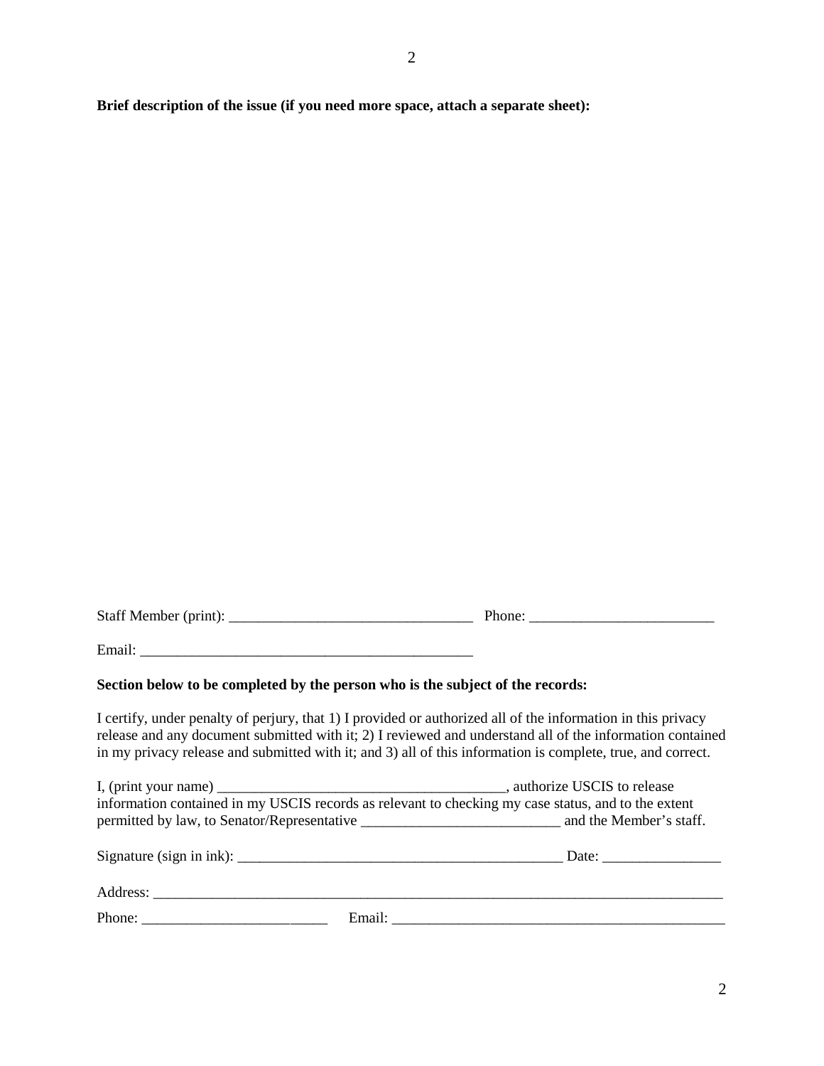**Brief description of the issue (if you need more space, attach a separate sheet):**

Staff Member (print): _________________________________ Phone: _________________________

Email: ______________________________________________

**Section below to be completed by the person who is the subject of the records:**

I certify, under penalty of perjury, that 1) I provided or authorized all of the information in this privacy release and any document submitted with it; 2) I reviewed and understand all of the information contained in my privacy release and submitted with it; and 3) all of this information is complete, true, and correct.

I, (print your name) _______________________________________, authorize USCIS to release information contained in my USCIS records as relevant to checking my case status, and to the extent permitted by law, to Senator/Representative ___________________________ and the Member's staff.

Signature (sign in ink): ____________________________________________ Date: ________________

Address: ______________________________________________________________________________

Phone: ________________________ Email: ____________________________________________